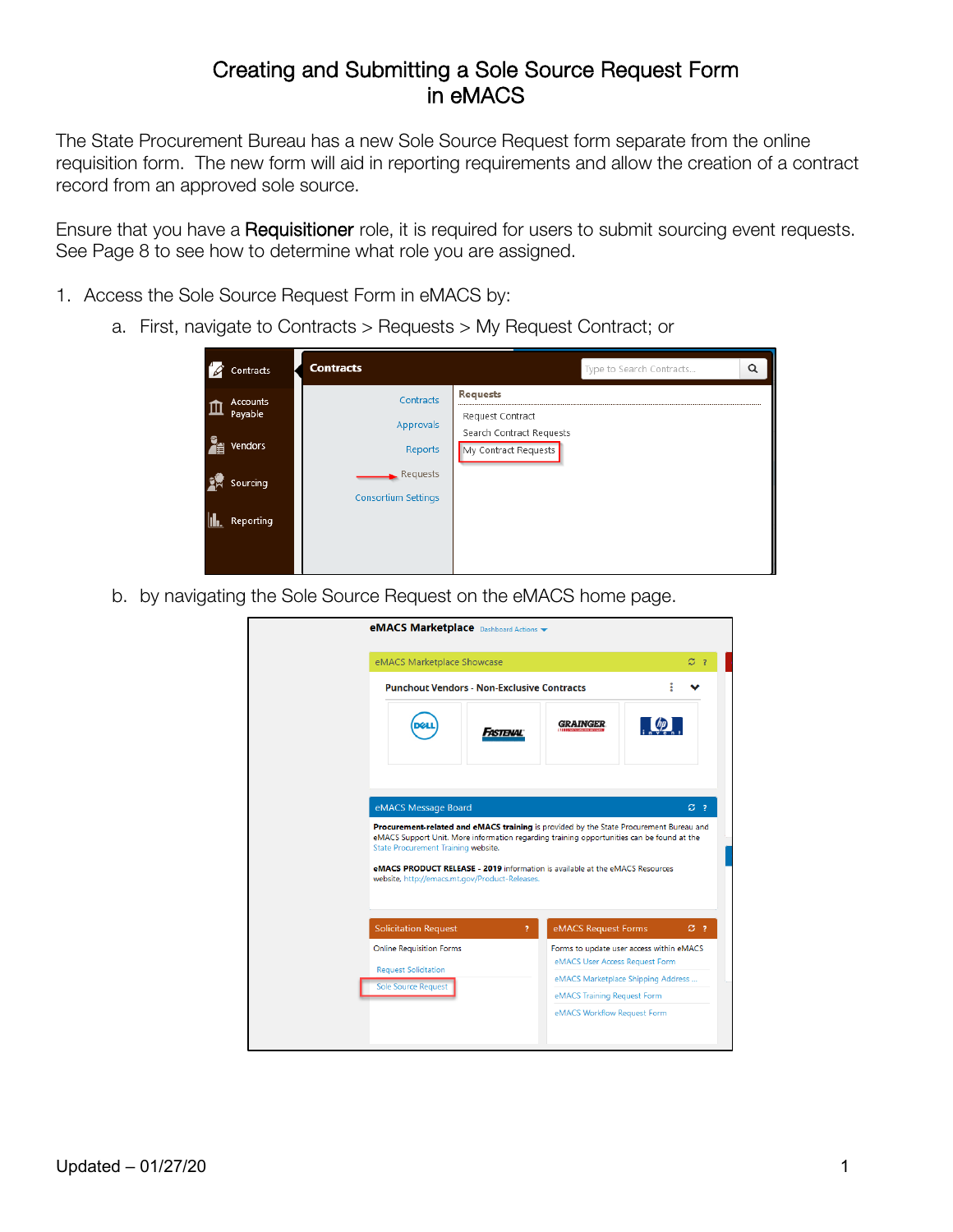# Creating and Submitting a Sole Source Request Form in eMACS

The State Procurement Bureau has a new Sole Source Request form separate from the online requisition form. The new form will aid in reporting requirements and allow the creation of a contract record from an approved sole source.

Ensure that you have a **Requisitioner** role, it is required for users to submit sourcing event requests. See Page 8 to see how to determine what role you are assigned.

1. Access the Sole Source Request Form in eMACS by:
   a. First, navigate to Contracts > Requests > My Request Contract; or

   b. by navigating the Sole Source Request on the eMACS home page.

Updated – 01/27/20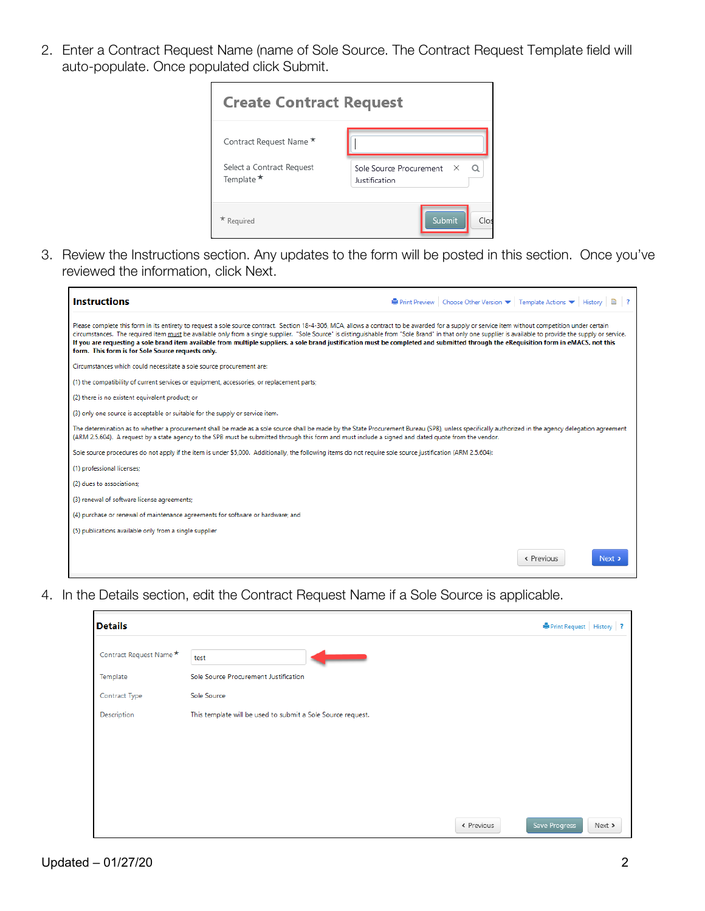2. Enter a Contract Request Name (name of Sole Source. The Contract Request Template field will auto-populate. Once populated click Submit.

**Create Contract Request**

Contract Request Name *

Select a Contract Request Template * Sole Source Procurement Justification

* Required Submit Close

3. Review the Instructions section. Any updates to the form will be posted in this section. Once you've reviewed the information, click Next.

**Instructions**

Print Preview | Choose Other Version | Template Actions | History | ?

Please complete this form in its entirety to request a sole source contract. Section 18-4-306, MCA, allows a contract to be awarded for a supply or service item without competition under certain circumstances. The required item must be available only from a single supplier. "Sole Source" is distinguishable from "Sole Brand" in that only one supplier is available to provide the supply or service. **If you are requesting a sole brand item available from multiple suppliers, a sole brand justification must be completed and submitted through the eRequisition form in eMACS, not this form. This form is for Sole Source requests only.**

Circumstances which could necessitate a sole source procurement are:

(1) the compatibility of current services or equipment, accessories, or replacement parts;

(2) there is no existent equivalent product; or

(3) only one source is acceptable or suitable for the supply or service item.

The determination as to whether a procurement shall be made as a sole source shall be made by the State Procurement Bureau (SPB), unless specifically authorized in the agency delegation agreement (ARM 2.5.604). A request by a state agency to the SPB must be submitted through this form and must include a signed and dated quote from the vendor.

Sole source procedures do not apply if the item is under $5,000. Additionally, the following items do not require sole source justification (ARM 2.5.604):

(1) professional licenses;

(2) dues to associations;

(3) renewal of software license agreements;

(4) purchase or renewal of maintenance agreements for software or hardware; and

(5) publications available only from a single supplier

‹ Previous Next ›

4. In the Details section, edit the Contract Request Name if a Sole Source is applicable.

**Details**

Print Request | History | ?

Contract Request Name * test

Template Sole Source Procurement Justification

Contract Type Sole Source

Description This template will be used to submit a Sole Source request.

‹ Previous Save Progress Next ›

Updated – 01/27/20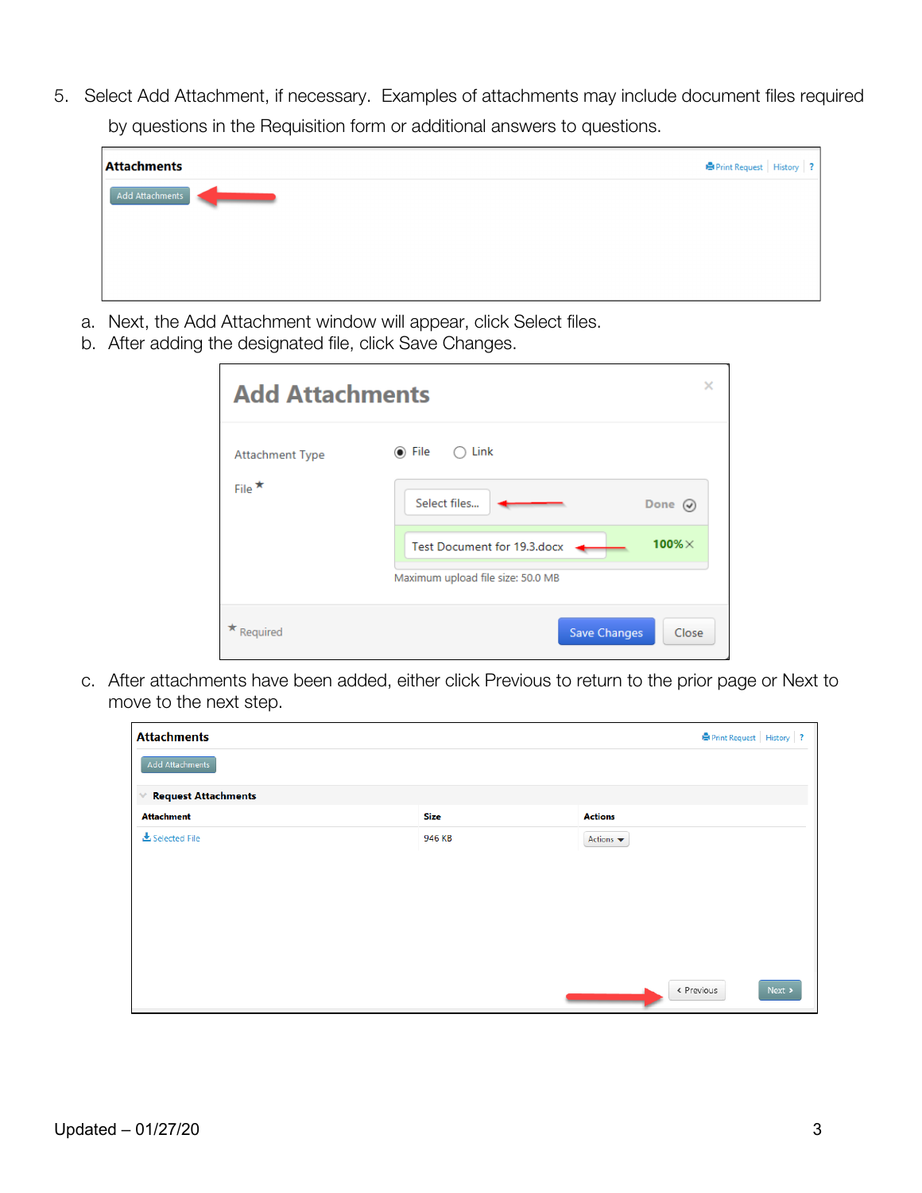5. Select Add Attachment, if necessary. Examples of attachments may include document files required by questions in the Requisition form or additional answers to questions.

   a. Next, the Add Attachment window will appear, click Select files.
   b. After adding the designated file, click Save Changes.
   c. After attachments have been added, either click Previous to return to the prior page or Next to move to the next step.

Updated – 01/27/20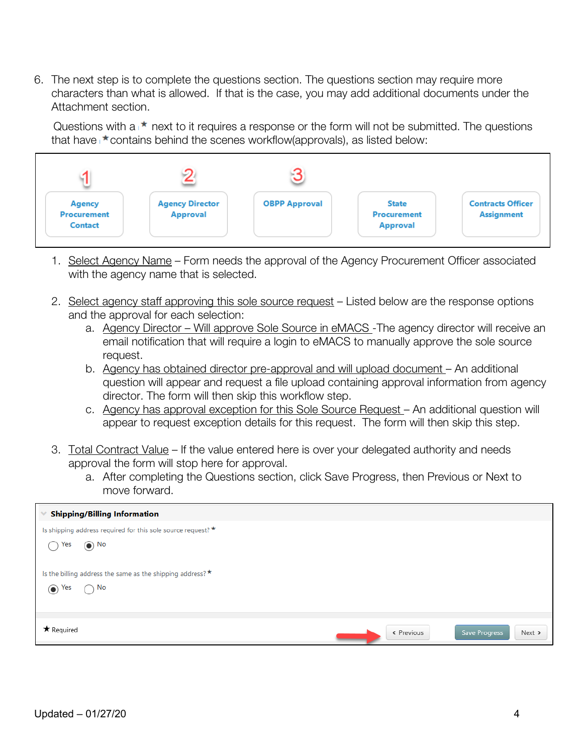6. The next step is to complete the questions section. The questions section may require more characters than what is allowed. If that is the case, you may add additional documents under the Attachment section.

   Questions with a ★ next to it requires a response or the form will not be submitted. The questions that have ★ contains behind the scenes workflow(approvals), as listed below:

| 1 | 2 | 3 | | |
|---|---|---|---|---|
| Agency Procurement Contact | Agency Director Approval | OBPP Approval | State Procurement Approval | Contracts Officer Assignment |

   1. Select Agency Name – Form needs the approval of the Agency Procurement Officer associated with the agency name that is selected.

   2. Select agency staff approving this sole source request – Listed below are the response options and the approval for each selection:
      a. Agency Director – Will approve Sole Source in eMACS -The agency director will receive an email notification that will require a login to eMACS to manually approve the sole source request.
      b. Agency has obtained director pre-approval and will upload document – An additional question will appear and request a file upload containing approval information from agency director. The form will then skip this workflow step.
      c. Agency has approval exception for this Sole Source Request – An additional question will appear to request exception details for this request. The form will then skip this step.

   3. Total Contract Value – If the value entered here is over your delegated authority and needs approval the form will stop here for approval.
      a. After completing the Questions section, click Save Progress, then Previous or Next to move forward.

**Shipping/Billing Information**

Is shipping address required for this sole source request? ★

( ) Yes (•) No

Is the billing address the same as the shipping address? ★

(•) Yes ( ) No

★ Required

‹ Previous | Save Progress | Next ›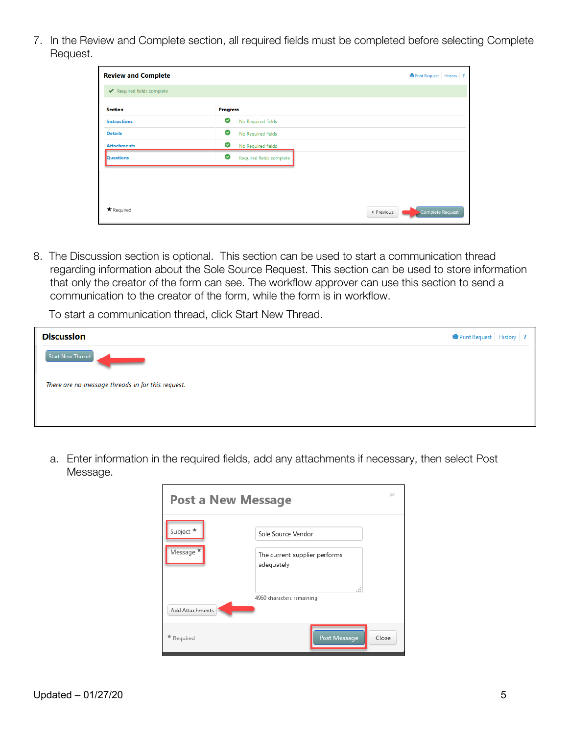7. In the Review and Complete section, all required fields must be completed before selecting Complete Request.

8. The Discussion section is optional. This section can be used to start a communication thread regarding information about the Sole Source Request. This section can be used to store information that only the creator of the form can see. The workflow approver can use this section to send a communication to the creator of the form, while the form is in workflow.

   To start a communication thread, click Start New Thread.

   a. Enter information in the required fields, add any attachments if necessary, then select Post Message.

Updated – 01/27/20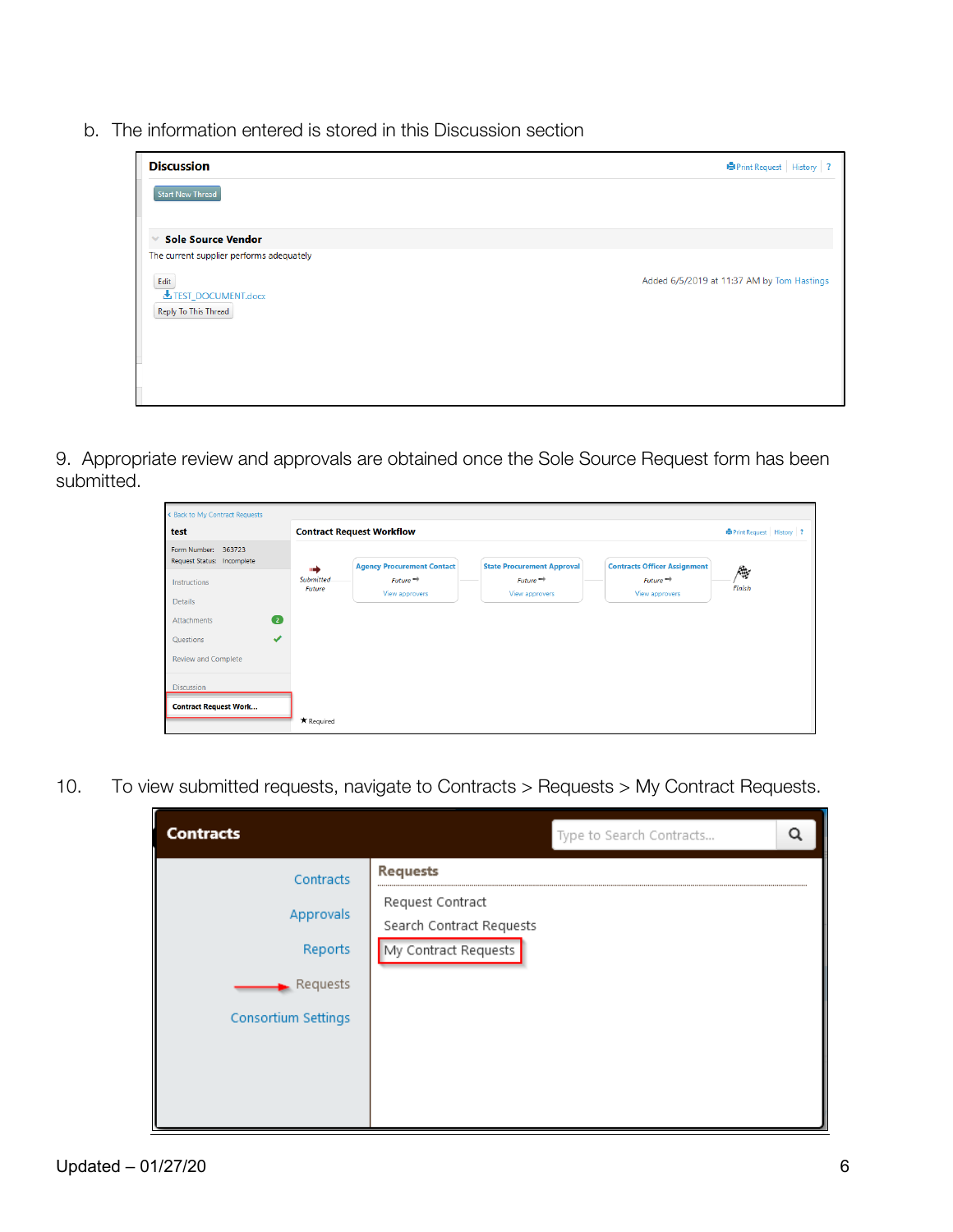b. The information entered is stored in this Discussion section

9. Appropriate review and approvals are obtained once the Sole Source Request form has been submitted.

10. To view submitted requests, navigate to Contracts > Requests > My Contract Requests.

Updated – 01/27/20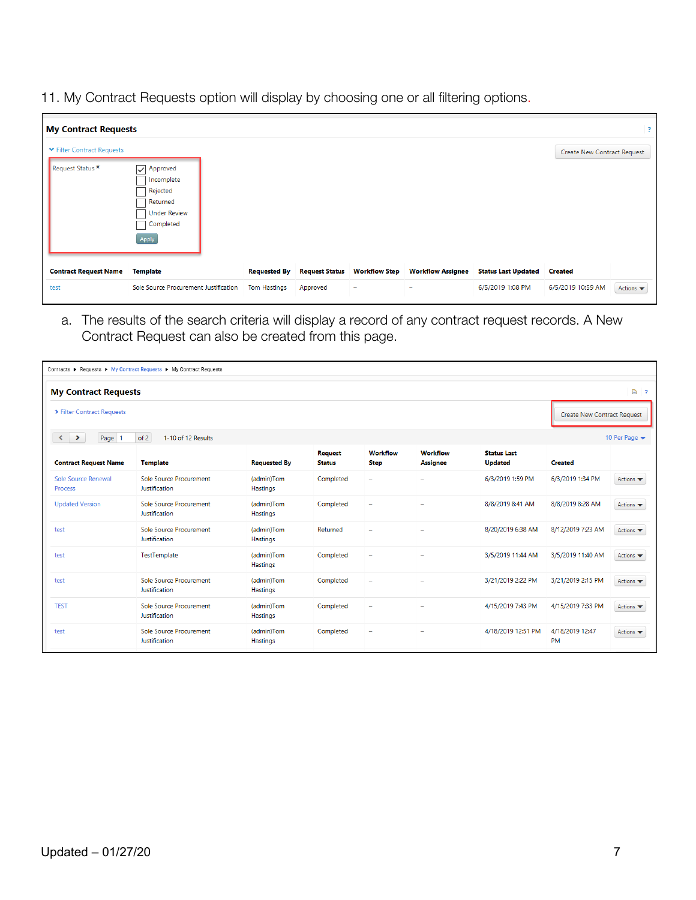11. My Contract Requests option will display by choosing one or all filtering options.

**My Contract Requests**

Filter Contract Requests

Create New Contract Request

Request Status *

- [x] Approved
- [ ] Incomplete
- [ ] Rejected
- [ ] Returned
- [ ] Under Review
- [ ] Completed

Apply

| Contract Request Name | Template | Requested By | Request Status | Workflow Step | Workflow Assignee | Status Last Updated | Created | |
|---|---|---|---|---|---|---|---|---|
| test | Sole Source Procurement Justification | Tom Hastings | Approved | – | – | 6/5/2019 1:08 PM | 6/5/2019 10:59 AM | Actions |

a. The results of the search criteria will display a record of any contract request records. A New Contract Request can also be created from this page.

Contracts ▸ Requests ▸ My Contract Requests ▸ My Contract Requests

**My Contract Requests**

Filter Contract Requests

Create New Contract Request

Page 1 of 2 1-10 of 12 Results 10 Per Page

| Contract Request Name | Template | Requested By | Request Status | Workflow Step | Workflow Assignee | Status Last Updated | Created | |
|---|---|---|---|---|---|---|---|---|
| Sole Source Renewal Process | Sole Source Procurement Justification | (admin)Tom Hastings | Completed | – | – | 6/3/2019 1:59 PM | 6/3/2019 1:34 PM | Actions |
| Updated Version | Sole Source Procurement Justification | (admin)Tom Hastings | Completed | – | – | 8/8/2019 8:41 AM | 8/8/2019 8:28 AM | Actions |
| test | Sole Source Procurement Justification | (admin)Tom Hastings | Returned | – | – | 8/20/2019 6:38 AM | 8/12/2019 7:23 AM | Actions |
| test | TestTemplate | (admin)Tom Hastings | Completed | – | – | 3/5/2019 11:44 AM | 3/5/2019 11:40 AM | Actions |
| test | Sole Source Procurement Justification | (admin)Tom Hastings | Completed | – | – | 3/21/2019 2:22 PM | 3/21/2019 2:15 PM | Actions |
| TEST | Sole Source Procurement Justification | (admin)Tom Hastings | Completed | – | – | 4/15/2019 7:43 PM | 4/15/2019 7:33 PM | Actions |
| test | Sole Source Procurement Justification | (admin)Tom Hastings | Completed | – | – | 4/18/2019 12:51 PM | 4/18/2019 12:47 PM | Actions |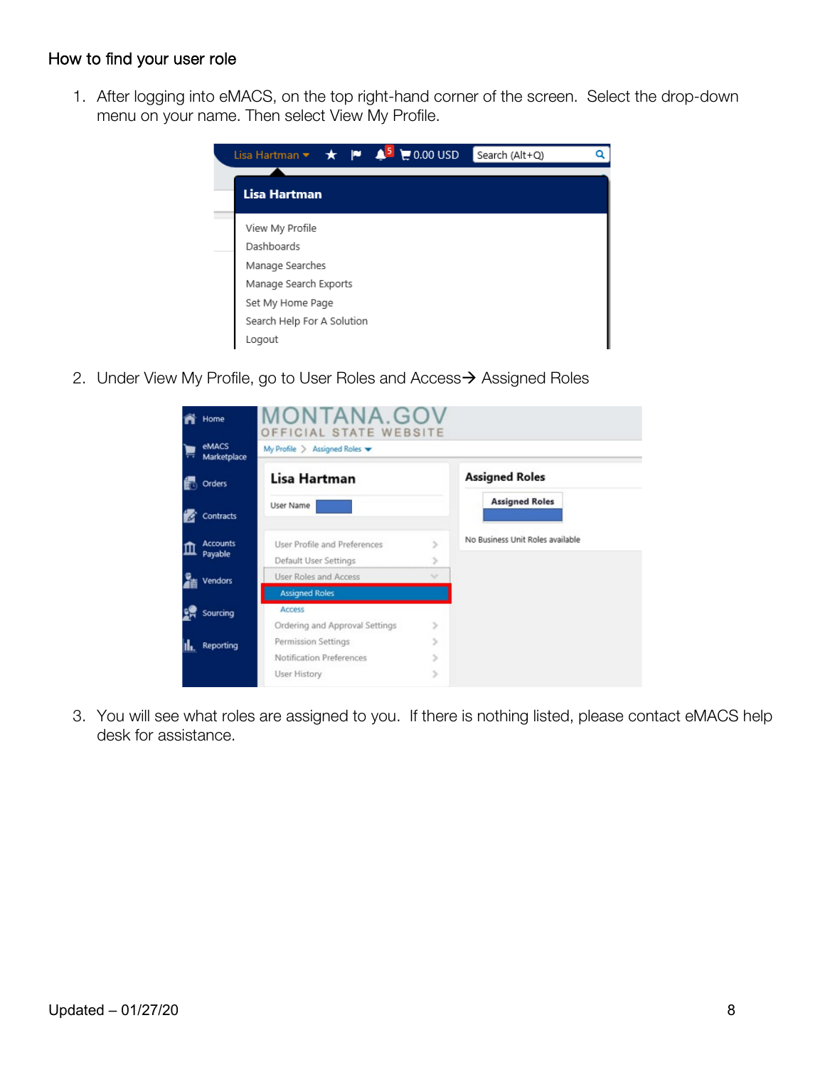How to find your user role

1. After logging into eMACS, on the top right-hand corner of the screen. Select the drop-down menu on your name. Then select View My Profile.

2. Under View My Profile, go to User Roles and Access→ Assigned Roles

3. You will see what roles are assigned to you. If there is nothing listed, please contact eMACS help desk for assistance.

Updated – 01/27/20